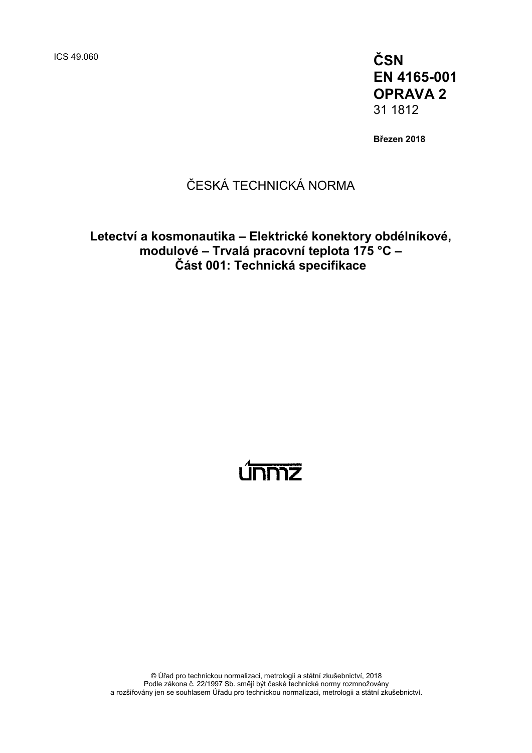ICS 49.060

**ČSN**
**EN 4165-001**
**OPRAVA 2**
31 1812

**Březen 2018**

ČESKÁ TECHNICKÁ NORMA

**Letectví a kosmonautika – Elektrické konektory obdélníkové, modulové – Trvalá pracovní teplota 175 °C – Část 001: Technická specifikace**

únmz

© Úřad pro technickou normalizaci, metrologii a státní zkušebnictví, 2018
Podle zákona č. 22/1997 Sb. smějí být české technické normy rozmnožovány a rozšiřovány jen se souhlasem Úřadu pro technickou normalizaci, metrologii a státní zkušebnictví.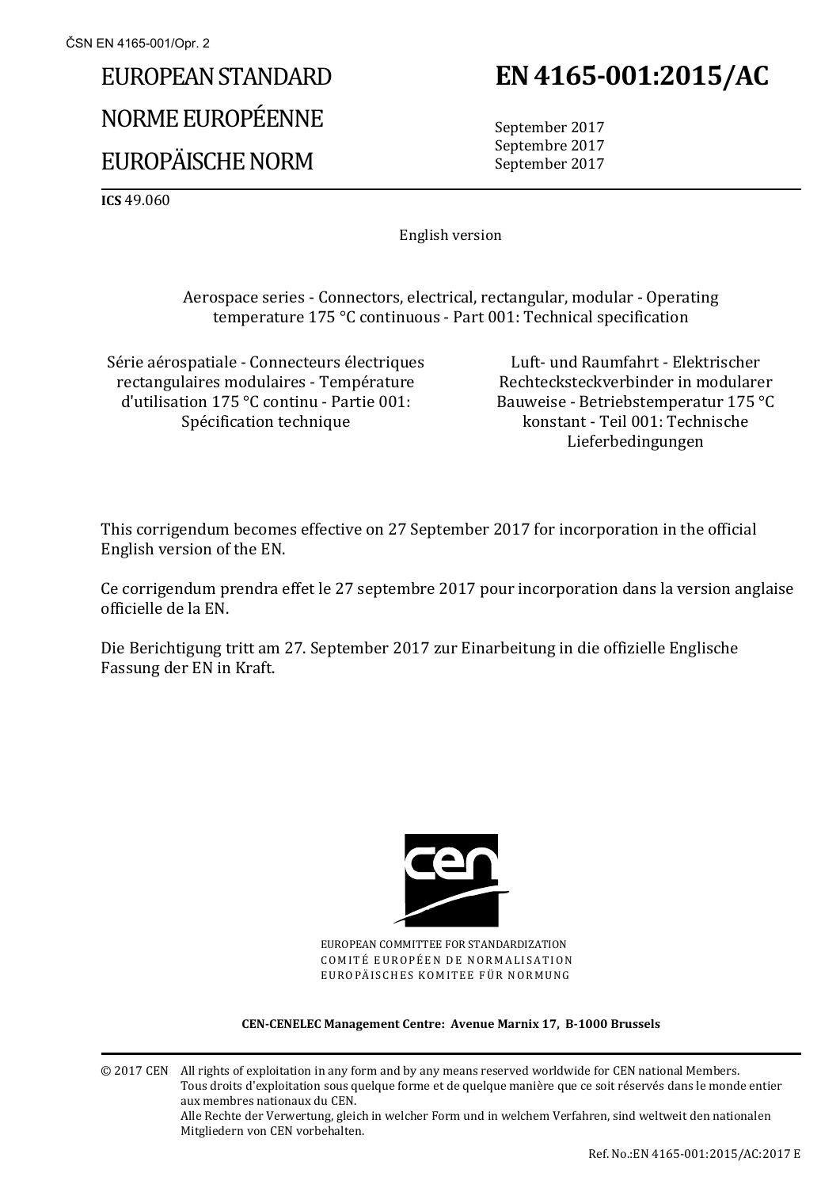# EUROPEAN STANDARD
# NORME EUROPÉENNE
# EUROPÄISCHE NORM

# EN 4165-001:2015/AC

September 2017
Septembre 2017
September 2017

**ICS** 49.060

English version

Aerospace series - Connectors, electrical, rectangular, modular - Operating temperature 175 °C continuous - Part 001: Technical specification

Série aérospatiale - Connecteurs électriques rectangulaires modulaires - Température d'utilisation 175 °C continu - Partie 001: Spécification technique

Luft- und Raumfahrt - Elektrischer Rechtecksteckverbinder in modularer Bauweise - Betriebstemperatur 175 °C konstant - Teil 001: Technische Lieferbedingungen

This corrigendum becomes effective on 27 September 2017 for incorporation in the official English version of the EN.

Ce corrigendum prendra effet le 27 septembre 2017 pour incorporation dans la version anglaise officielle de la EN.

Die Berichtigung tritt am 27. September 2017 zur Einarbeitung in die offizielle Englische Fassung der EN in Kraft.

EUROPEAN COMMITTEE FOR STANDARDIZATION
COMITÉ EUROPÉEN DE NORMALISATION
EUROPÄISCHES KOMITEE FÜR NORMUNG

**CEN-CENELEC Management Centre: Avenue Marnix 17, B-1000 Brussels**

© 2017 CEN All rights of exploitation in any form and by any means reserved worldwide for CEN national Members.
Tous droits d'exploitation sous quelque forme et de quelque manière que ce soit réservés dans le monde entier aux membres nationaux du CEN.
Alle Rechte der Verwertung, gleich in welcher Form und in welchem Verfahren, sind weltweit den nationalen Mitgliedern von CEN vorbehalten.

Ref. No.:EN 4165-001:2015/AC:2017 E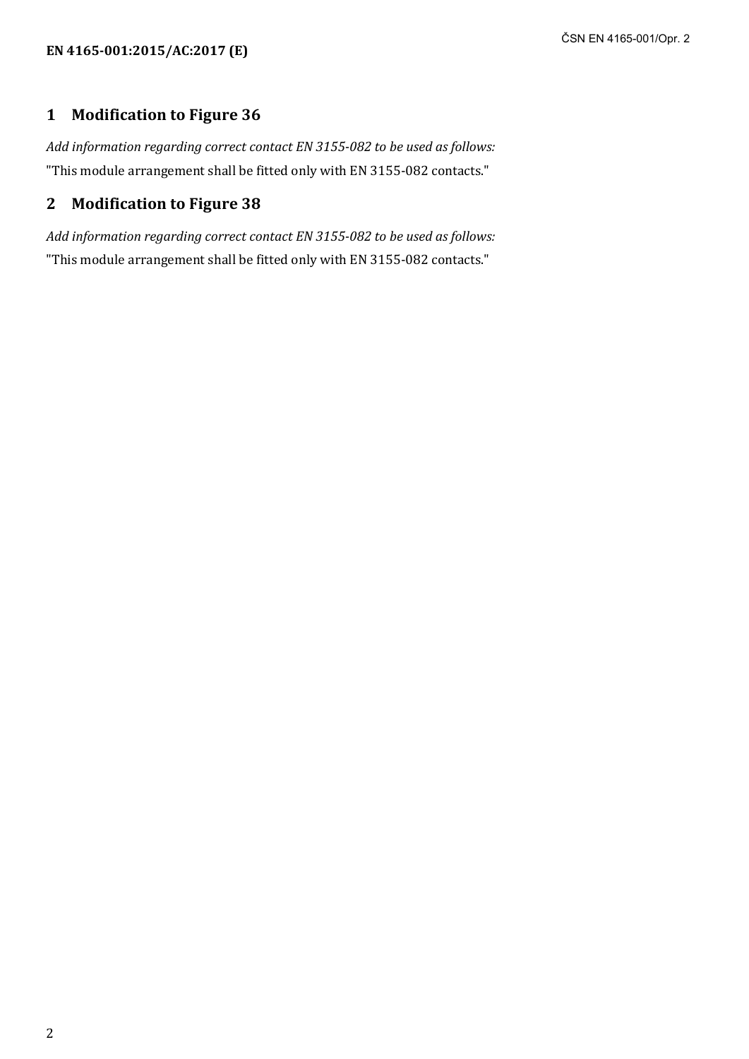## 1 Modification to Figure 36

*Add information regarding correct contact EN 3155-082 to be used as follows:*

"This module arrangement shall be fitted only with EN 3155-082 contacts."

## 2 Modification to Figure 38

*Add information regarding correct contact EN 3155-082 to be used as follows:*

"This module arrangement shall be fitted only with EN 3155-082 contacts."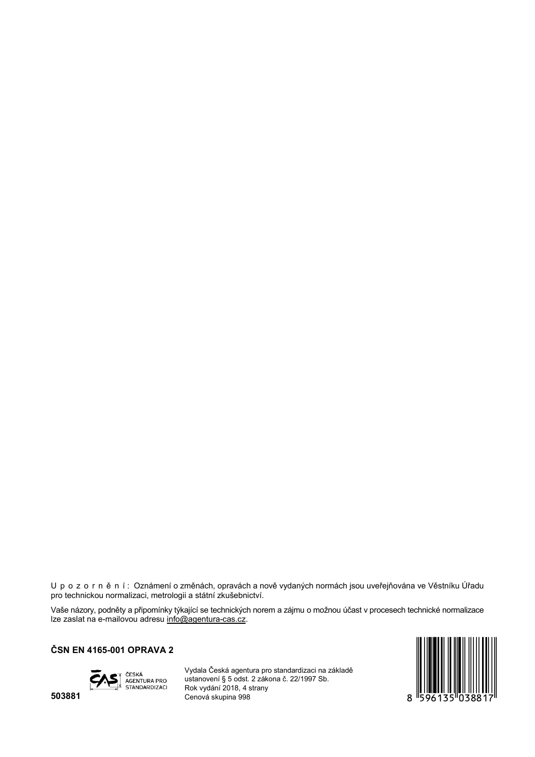U p o z o r n ě n í : Oznámení o změnách, opravách a nově vydaných normách jsou uveřejňována ve Věstníku Úřadu pro technickou normalizaci, metrologii a státní zkušebnictví.

Vaše názory, podněty a připomínky týkající se technických norem a zájmu o možnou účast v procesech technické normalizace lze zaslat na e-mailovou adresu info@agentura-cas.cz.

**ČSN EN 4165-001 OPRAVA 2**

ČESKÁ AGENTURA PRO STANDARDIZACI

Vydala Česká agentura pro standardizaci na základě ustanovení § 5 odst. 2 zákona č. 22/1997 Sb.
Rok vydání 2018, 4 strany
Cenová skupina 998

**503881**

8 596135 038817